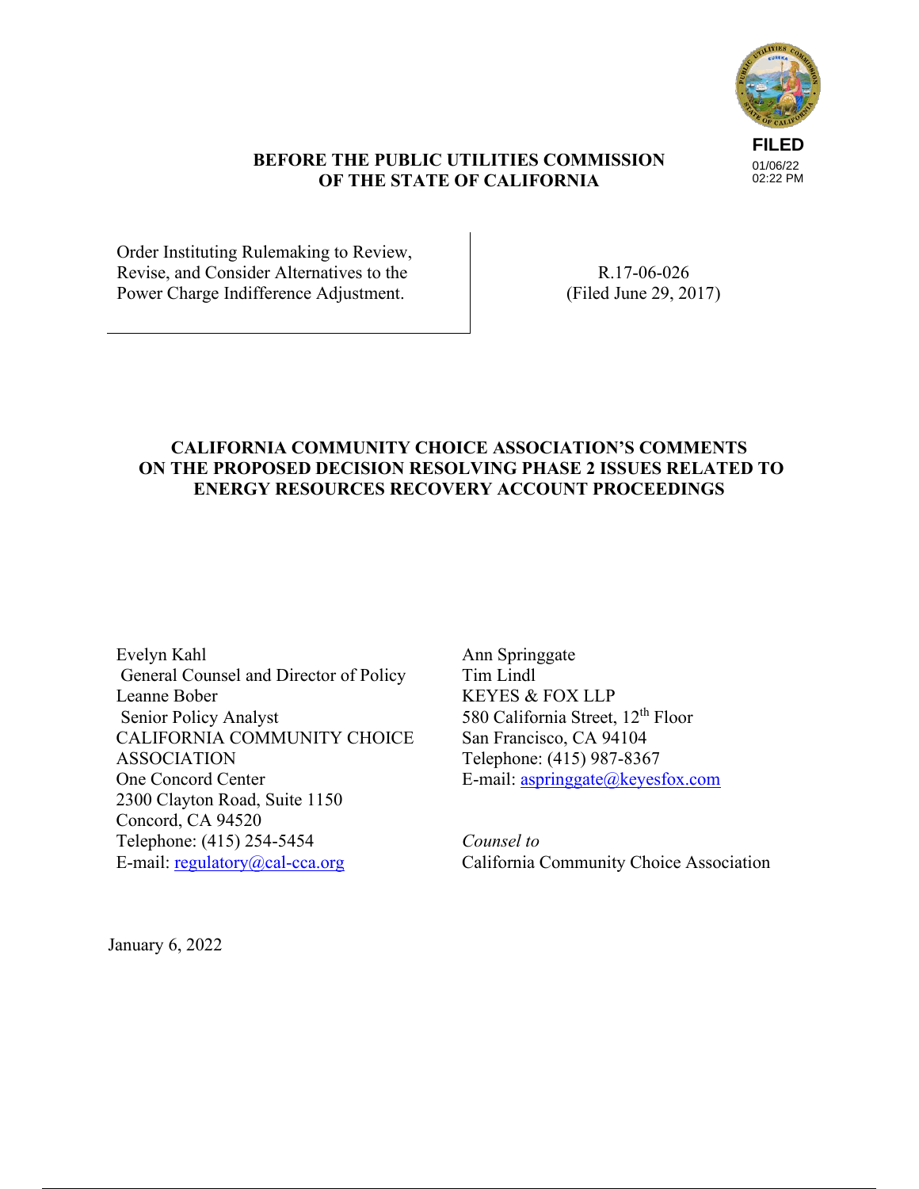FILED
01/06/22
02:22 PM

**BEFORE THE PUBLIC UTILITIES COMMISSION**
**OF THE STATE OF CALIFORNIA**

| | |
|---|---|
| Order Instituting Rulemaking to Review, Revise, and Consider Alternatives to the Power Charge Indifference Adjustment. | R.17-06-026 (Filed June 29, 2017) |

# CALIFORNIA COMMUNITY CHOICE ASSOCIATION'S COMMENTS ON THE PROPOSED DECISION RESOLVING PHASE 2 ISSUES RELATED TO ENERGY RESOURCES RECOVERY ACCOUNT PROCEEDINGS

Evelyn Kahl
General Counsel and Director of Policy
Leanne Bober
Senior Policy Analyst
CALIFORNIA COMMUNITY CHOICE ASSOCIATION
One Concord Center
2300 Clayton Road, Suite 1150
Concord, CA 94520
Telephone: (415) 254-5454
E-mail: regulatory@cal-cca.org

Ann Springgate
Tim Lindl
KEYES & FOX LLP
580 California Street, 12th Floor
San Francisco, CA 94104
Telephone: (415) 987-8367
E-mail: aspringgate@keyesfox.com

*Counsel to*
California Community Choice Association

January 6, 2022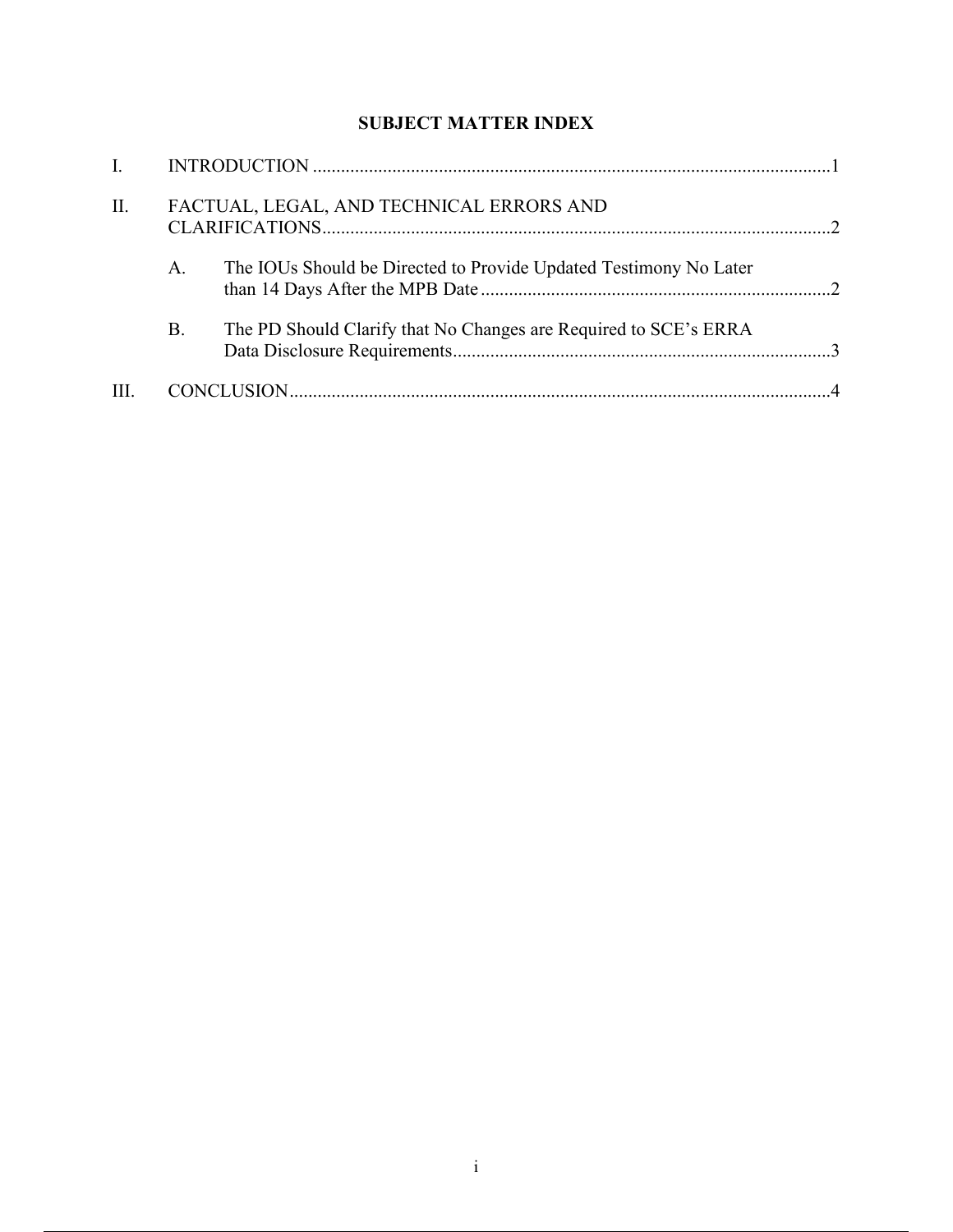# SUBJECT MATTER INDEX

I. INTRODUCTION ............................................................................................................1

II. FACTUAL, LEGAL, AND TECHNICAL ERRORS AND CLARIFICATIONS..........................................................................................................2

   A. The IOUs Should be Directed to Provide Updated Testimony No Later than 14 Days After the MPB Date ..........................................................................2

   B. The PD Should Clarify that No Changes are Required to SCE's ERRA Data Disclosure Requirements.................................................................................3

III. CONCLUSION...................................................................................................................4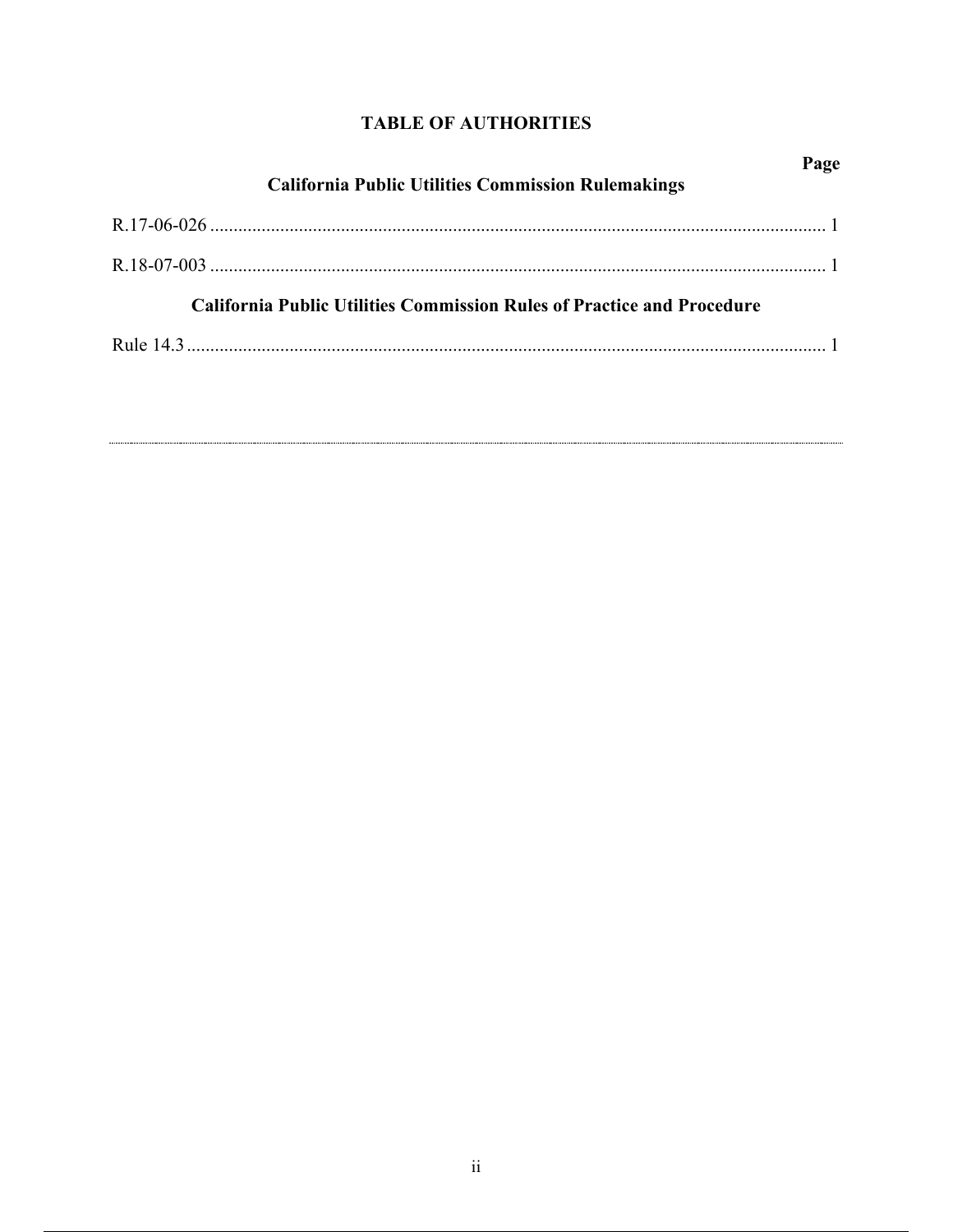# TABLE OF AUTHORITIES

**Page**

**California Public Utilities Commission Rulemakings**

R.17-06-026 .................................................................................................................................. 1

R.18-07-003 .................................................................................................................................. 1

**California Public Utilities Commission Rules of Practice and Procedure**

Rule 14.3 ...................................................................................................................................... 1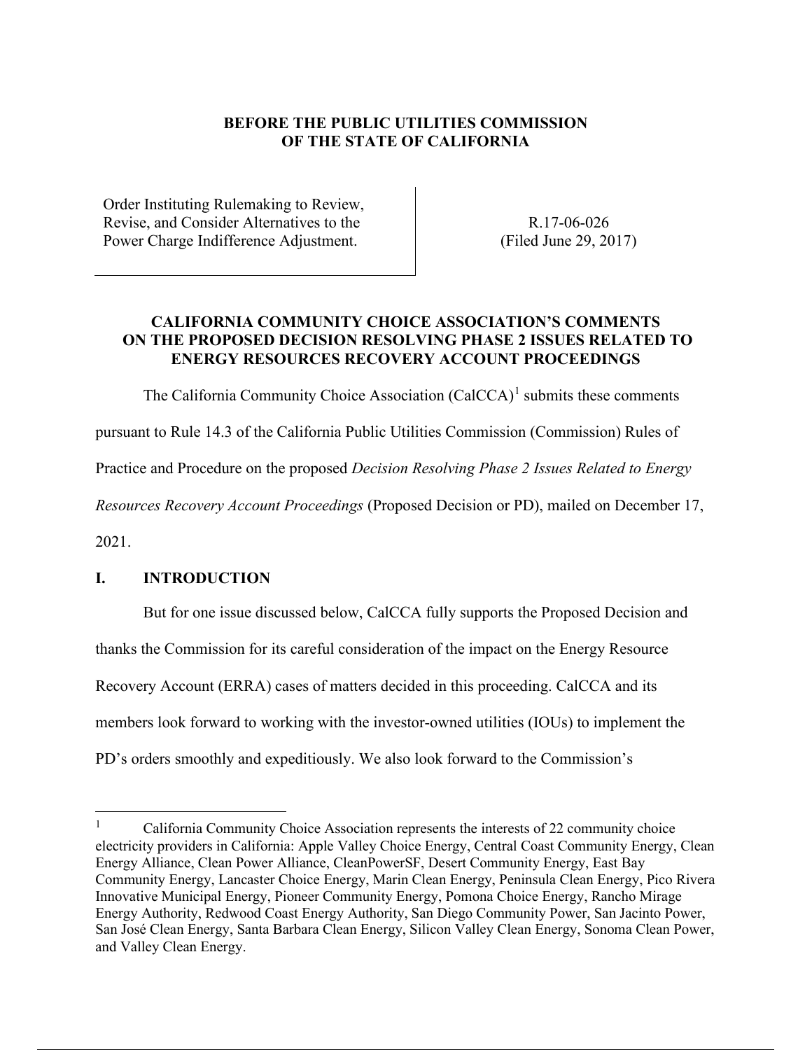**BEFORE THE PUBLIC UTILITIES COMMISSION OF THE STATE OF CALIFORNIA**

| | |
|---|---|
| Order Instituting Rulemaking to Review, Revise, and Consider Alternatives to the Power Charge Indifference Adjustment. | R.17-06-026 (Filed June 29, 2017) |

**CALIFORNIA COMMUNITY CHOICE ASSOCIATION'S COMMENTS ON THE PROPOSED DECISION RESOLVING PHASE 2 ISSUES RELATED TO ENERGY RESOURCES RECOVERY ACCOUNT PROCEEDINGS**

The California Community Choice Association (CalCCA)[1] submits these comments pursuant to Rule 14.3 of the California Public Utilities Commission (Commission) Rules of Practice and Procedure on the proposed *Decision Resolving Phase 2 Issues Related to Energy Resources Recovery Account Proceedings* (Proposed Decision or PD), mailed on December 17, 2021.

## I. INTRODUCTION

But for one issue discussed below, CalCCA fully supports the Proposed Decision and thanks the Commission for its careful consideration of the impact on the Energy Resource Recovery Account (ERRA) cases of matters decided in this proceeding. CalCCA and its members look forward to working with the investor-owned utilities (IOUs) to implement the PD's orders smoothly and expeditiously. We also look forward to the Commission's

---

[1] California Community Choice Association represents the interests of 22 community choice electricity providers in California: Apple Valley Choice Energy, Central Coast Community Energy, Clean Energy Alliance, Clean Power Alliance, CleanPowerSF, Desert Community Energy, East Bay Community Energy, Lancaster Choice Energy, Marin Clean Energy, Peninsula Clean Energy, Pico Rivera Innovative Municipal Energy, Pioneer Community Energy, Pomona Choice Energy, Rancho Mirage Energy Authority, Redwood Coast Energy Authority, San Diego Community Power, San Jacinto Power, San José Clean Energy, Santa Barbara Clean Energy, Silicon Valley Clean Energy, Sonoma Clean Power, and Valley Clean Energy.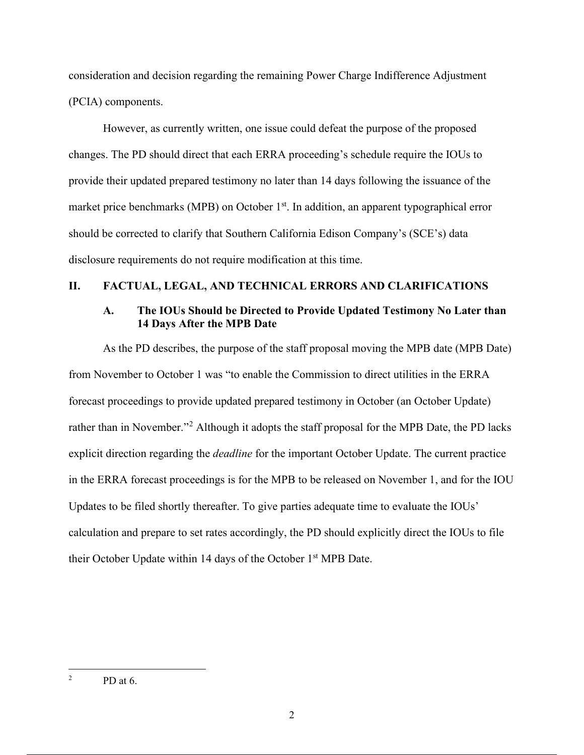consideration and decision regarding the remaining Power Charge Indifference Adjustment (PCIA) components.

However, as currently written, one issue could defeat the purpose of the proposed changes. The PD should direct that each ERRA proceeding's schedule require the IOUs to provide their updated prepared testimony no later than 14 days following the issuance of the market price benchmarks (MPB) on October 1st. In addition, an apparent typographical error should be corrected to clarify that Southern California Edison Company's (SCE's) data disclosure requirements do not require modification at this time.

## II. FACTUAL, LEGAL, AND TECHNICAL ERRORS AND CLARIFICATIONS

### A. The IOUs Should be Directed to Provide Updated Testimony No Later than 14 Days After the MPB Date

As the PD describes, the purpose of the staff proposal moving the MPB date (MPB Date) from November to October 1 was "to enable the Commission to direct utilities in the ERRA forecast proceedings to provide updated prepared testimony in October (an October Update) rather than in November."[2] Although it adopts the staff proposal for the MPB Date, the PD lacks explicit direction regarding the *deadline* for the important October Update. The current practice in the ERRA forecast proceedings is for the MPB to be released on November 1, and for the IOU Updates to be filed shortly thereafter. To give parties adequate time to evaluate the IOUs' calculation and prepare to set rates accordingly, the PD should explicitly direct the IOUs to file their October Update within 14 days of the October 1st MPB Date.

---

[2] PD at 6.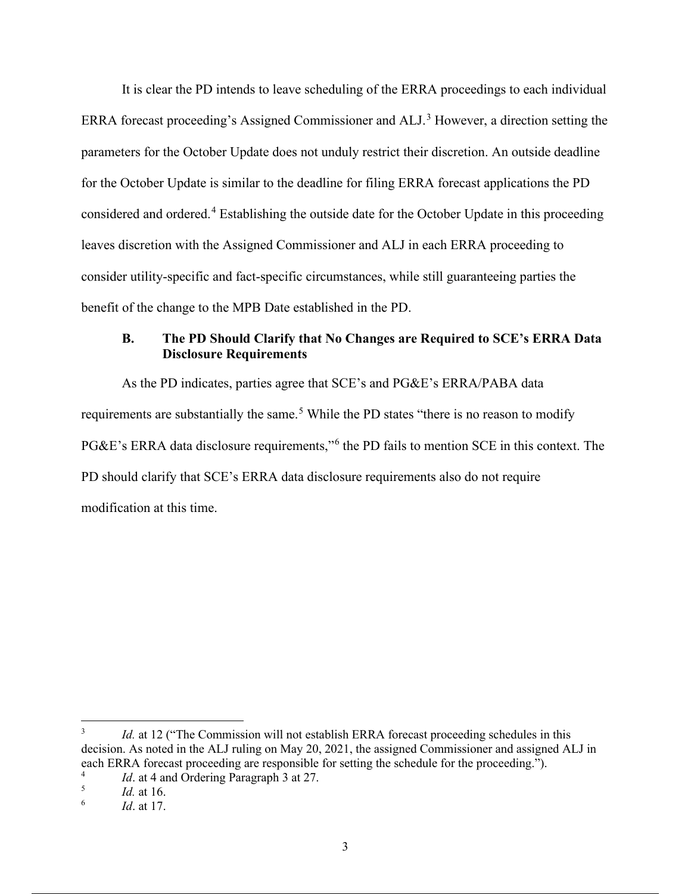It is clear the PD intends to leave scheduling of the ERRA proceedings to each individual ERRA forecast proceeding's Assigned Commissioner and ALJ.[3] However, a direction setting the parameters for the October Update does not unduly restrict their discretion. An outside deadline for the October Update is similar to the deadline for filing ERRA forecast applications the PD considered and ordered.[4] Establishing the outside date for the October Update in this proceeding leaves discretion with the Assigned Commissioner and ALJ in each ERRA proceeding to consider utility-specific and fact-specific circumstances, while still guaranteeing parties the benefit of the change to the MPB Date established in the PD.

### B. The PD Should Clarify that No Changes are Required to SCE's ERRA Data Disclosure Requirements

As the PD indicates, parties agree that SCE's and PG&E's ERRA/PABA data requirements are substantially the same.[5] While the PD states "there is no reason to modify PG&E's ERRA data disclosure requirements,"[6] the PD fails to mention SCE in this context. The PD should clarify that SCE's ERRA data disclosure requirements also do not require modification at this time.

---

[3] *Id.* at 12 ("The Commission will not establish ERRA forecast proceeding schedules in this decision. As noted in the ALJ ruling on May 20, 2021, the assigned Commissioner and assigned ALJ in each ERRA forecast proceeding are responsible for setting the schedule for the proceeding.").

[4] *Id*. at 4 and Ordering Paragraph 3 at 27.

[5] *Id.* at 16.

[6] *Id*. at 17.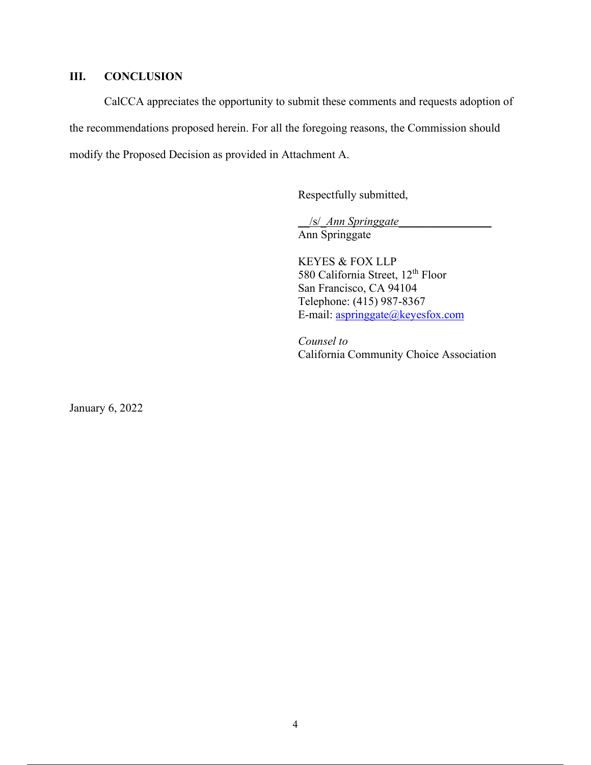## III. CONCLUSION

CalCCA appreciates the opportunity to submit these comments and requests adoption of the recommendations proposed herein. For all the foregoing reasons, the Commission should modify the Proposed Decision as provided in Attachment A.

Respectfully submitted,

/s/ *Ann Springgate*
Ann Springgate

KEYES & FOX LLP
580 California Street, 12th Floor
San Francisco, CA 94104
Telephone: (415) 987-8367
E-mail: aspringgate@keyesfox.com

*Counsel to*
California Community Choice Association

January 6, 2022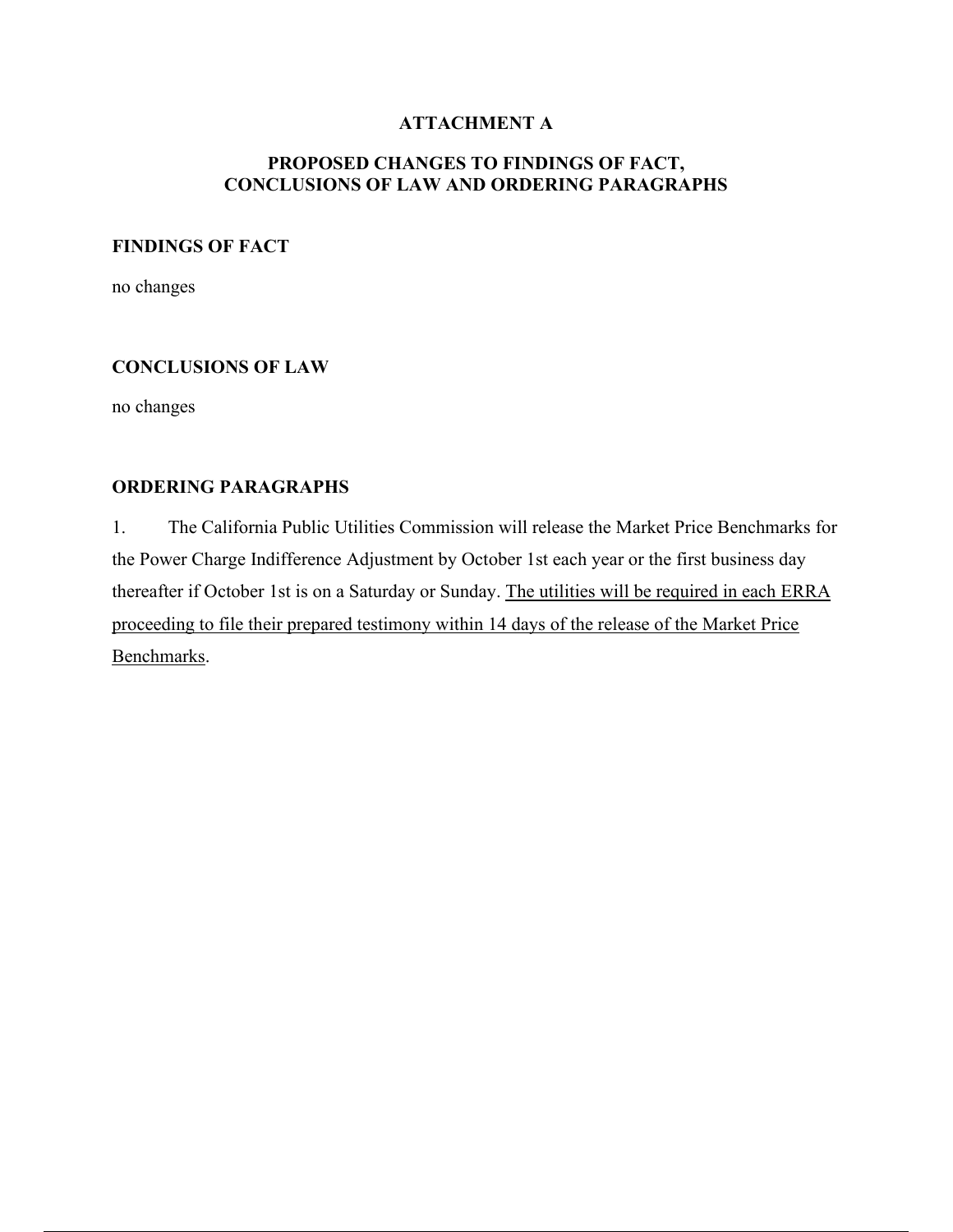## ATTACHMENT A

## PROPOSED CHANGES TO FINDINGS OF FACT, CONCLUSIONS OF LAW AND ORDERING PARAGRAPHS

### FINDINGS OF FACT

no changes

### CONCLUSIONS OF LAW

no changes

### ORDERING PARAGRAPHS

1. The California Public Utilities Commission will release the Market Price Benchmarks for the Power Charge Indifference Adjustment by October 1st each year or the first business day thereafter if October 1st is on a Saturday or Sunday. <u>The utilities will be required in each ERRA proceeding to file their prepared testimony within 14 days of the release of the Market Price Benchmarks</u>.